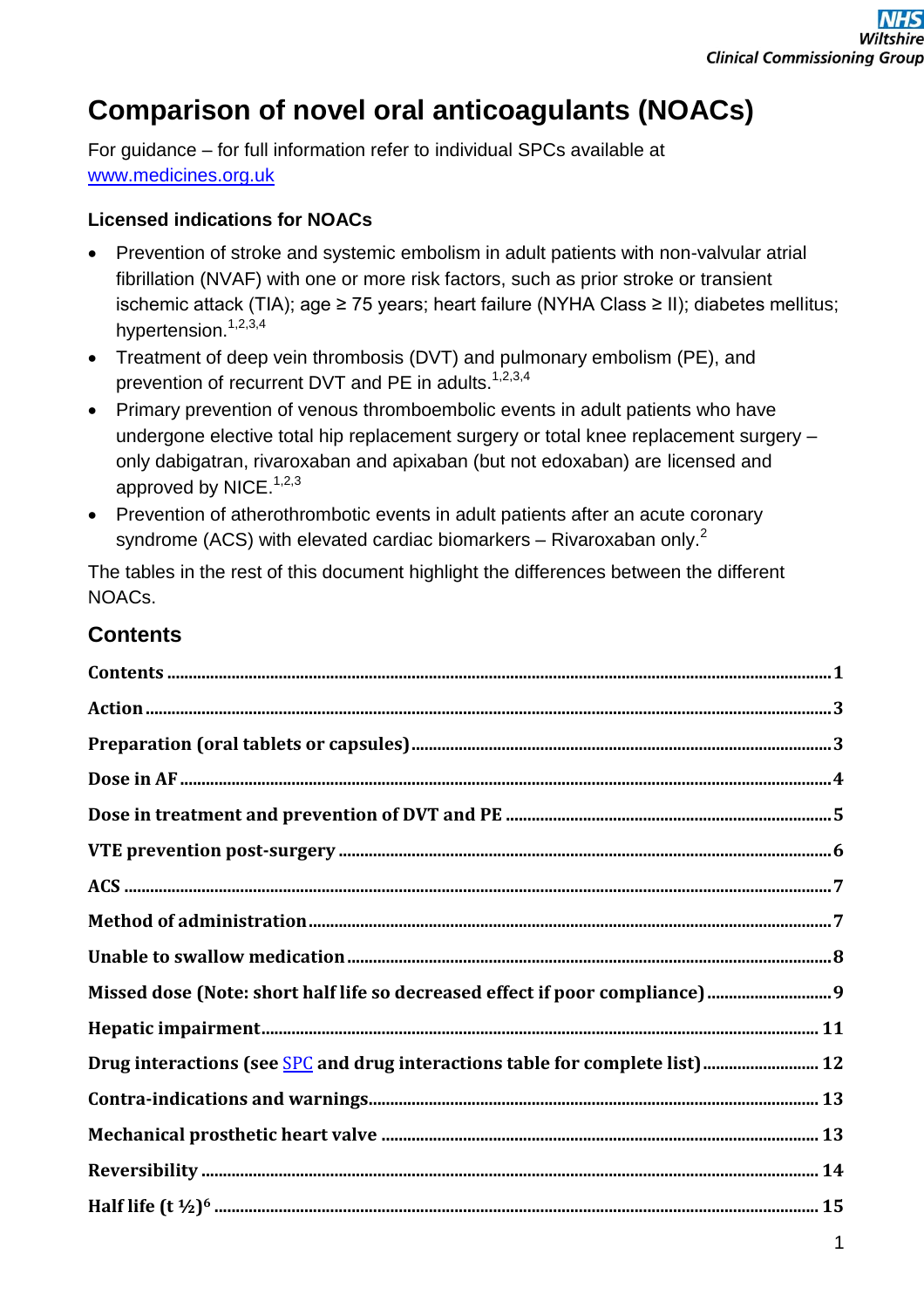# Comparison of novel oral anticoagulants (NOACs)

For guidance – for full information refer to individual SPCs available at www.medicines.org.uk

### Licensed indications for NOACs

- Prevention of stroke and systemic embolism in adult patients with non-valvular atrial fibrillation (NVAF) with one or more risk factors, such as prior stroke or transient ischemic attack (TIA); age ≥ 75 years; heart failure (NYHA Class ≥ II); diabetes mellitus; hypertension.[1,2,3,4]
- Treatment of deep vein thrombosis (DVT) and pulmonary embolism (PE), and prevention of recurrent DVT and PE in adults.[1,2,3,4]
- Primary prevention of venous thromboembolic events in adult patients who have undergone elective total hip replacement surgery or total knee replacement surgery – only dabigatran, rivaroxaban and apixaban (but not edoxaban) are licensed and approved by NICE.[1,2,3]
- Prevention of atherothrombotic events in adult patients after an acute coronary syndrome (ACS) with elevated cardiac biomarkers – Rivaroxaban only.[2]

The tables in the rest of this document highlight the differences between the different NOACs.

## Contents

**Contents** .......... 1

**Action** .......... 3

**Preparation (oral tablets or capsules)** .......... 3

**Dose in AF** .......... 4

**Dose in treatment and prevention of DVT and PE** .......... 5

**VTE prevention post-surgery** .......... 6

**ACS** .......... 7

**Method of administration** .......... 7

**Unable to swallow medication** .......... 8

**Missed dose (Note: short half life so decreased effect if poor compliance)** .......... 9

**Hepatic impairment** .......... 11

**Drug interactions (see SPC and drug interactions table for complete list)** .......... 12

**Contra-indications and warnings** .......... 13

**Mechanical prosthetic heart valve** .......... 13

**Reversibility** .......... 14

**Half life (t ½)[6]** .......... 15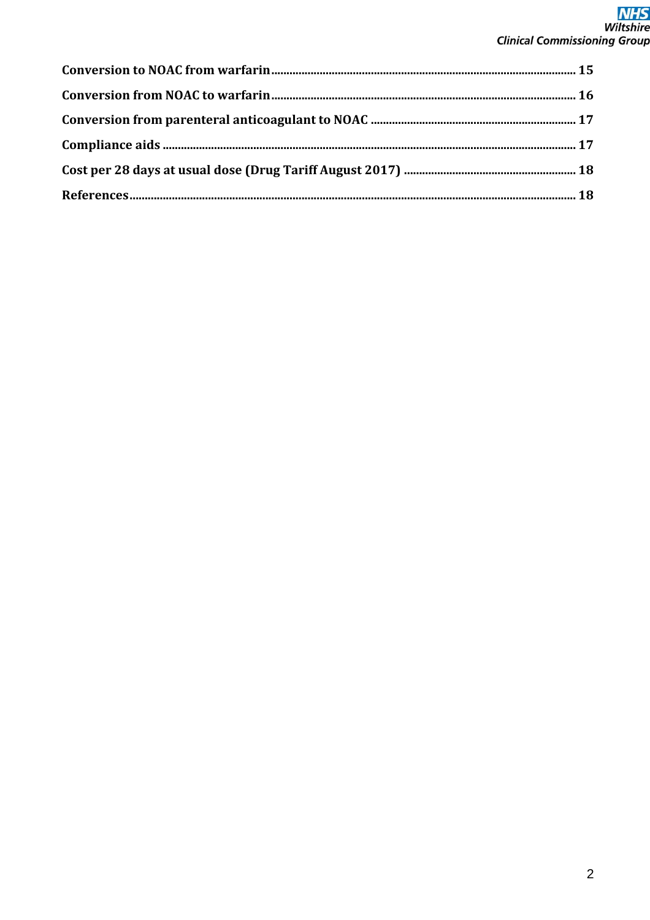**Conversion to NOAC from warfarin** .......... 15

**Conversion from NOAC to warfarin** .......... 16

**Conversion from parenteral anticoagulant to NOAC** .......... 17

**Compliance aids** .......... 17

**Cost per 28 days at usual dose (Drug Tariff August 2017)** .......... 18

**References** .......... 18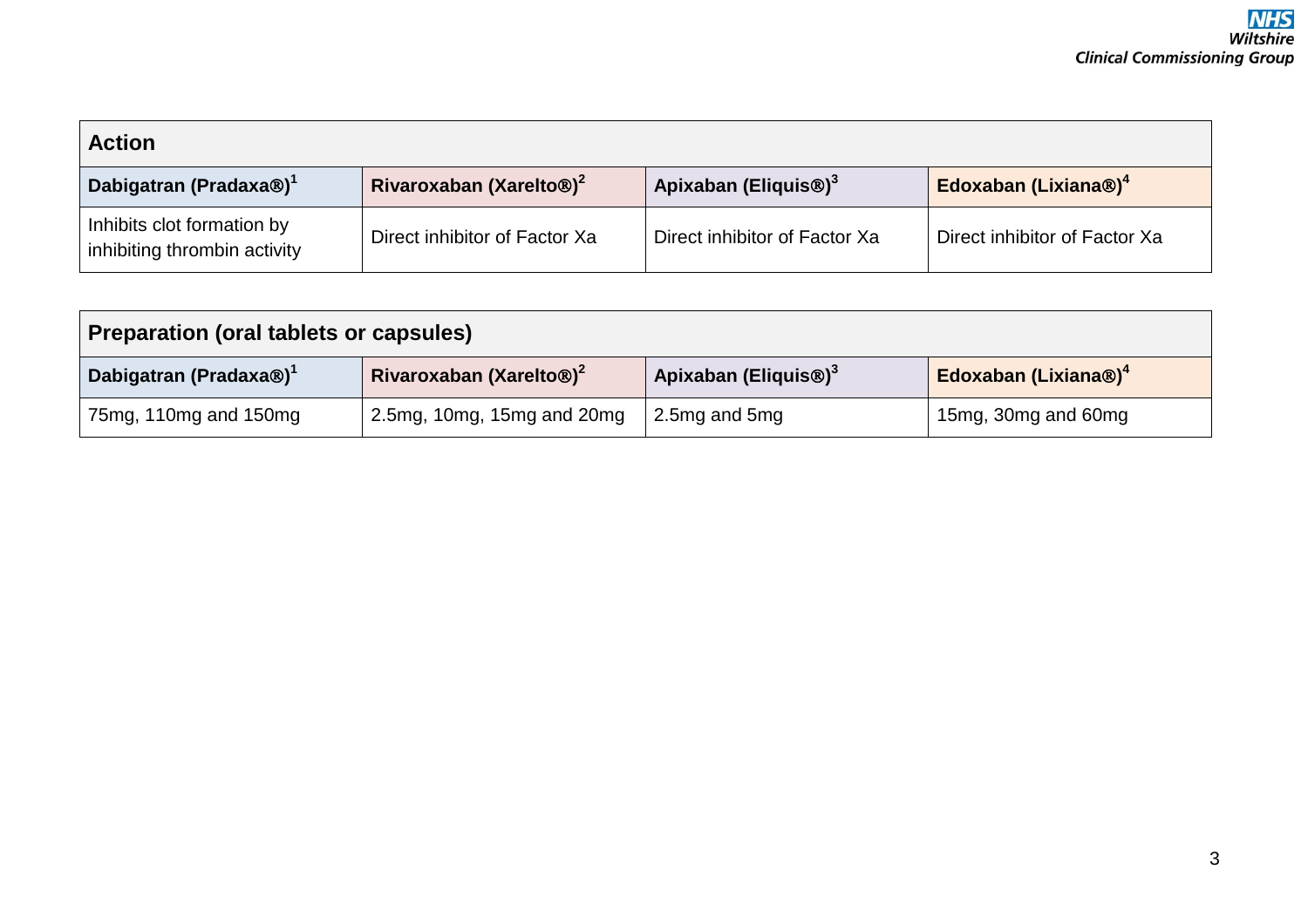| Action | | | |
|---|---|---|---|
| **Dabigatran (Pradaxa®)[1]** | **Rivaroxaban (Xarelto®)[2]** | **Apixaban (Eliquis®)[3]** | **Edoxaban (Lixiana®)[4]** |
| Inhibits clot formation by inhibiting thrombin activity | Direct inhibitor of Factor Xa | Direct inhibitor of Factor Xa | Direct inhibitor of Factor Xa |

| Preparation (oral tablets or capsules) | | | |
|---|---|---|---|
| **Dabigatran (Pradaxa®)[1]** | **Rivaroxaban (Xarelto®)[2]** | **Apixaban (Eliquis®)[3]** | **Edoxaban (Lixiana®)[4]** |
| 75mg, 110mg and 150mg | 2.5mg, 10mg, 15mg and 20mg | 2.5mg and 5mg | 15mg, 30mg and 60mg |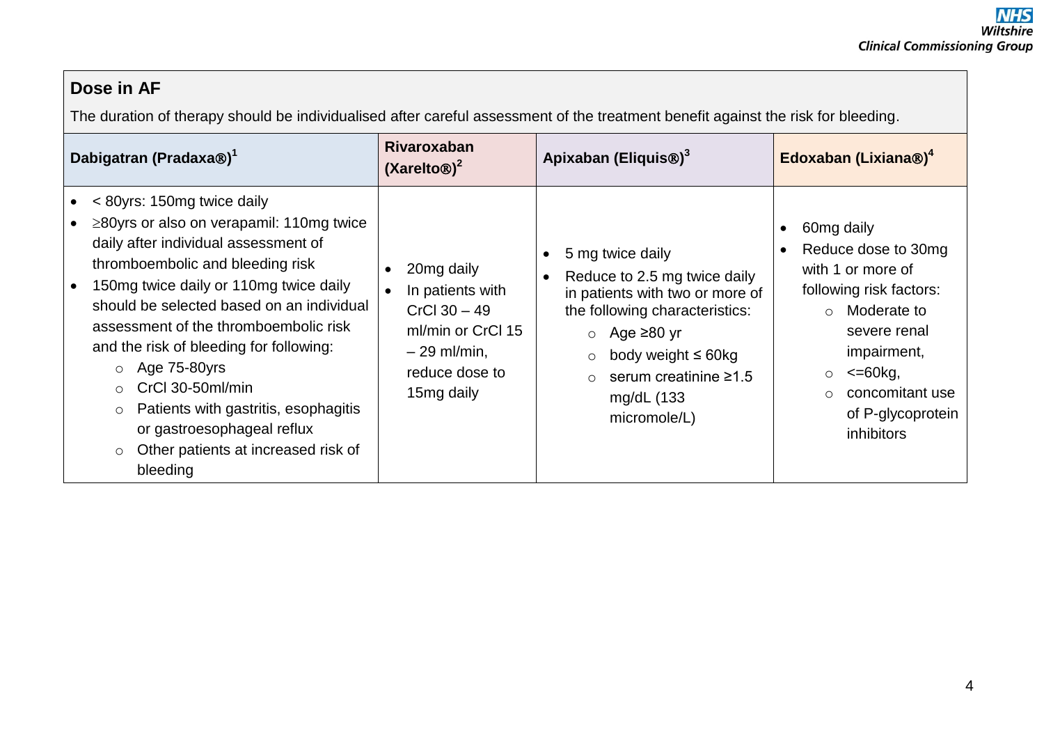## Dose in AF

The duration of therapy should be individualised after careful assessment of the treatment benefit against the risk for bleeding.

| Dabigatran (Pradaxa®)[1] | Rivaroxaban (Xarelto®)[2] | Apixaban (Eliquis®)[3] | Edoxaban (Lixiana®)[4] |
|---|---|---|---|
| • < 80yrs: 150mg twice daily<br>• ≥80yrs or also on verapamil: 110mg twice daily after individual assessment of thromboembolic and bleeding risk<br>• 150mg twice daily or 110mg twice daily should be selected based on an individual assessment of the thromboembolic risk and the risk of bleeding for following:<br>  ○ Age 75-80yrs<br>  ○ CrCl 30-50ml/min<br>  ○ Patients with gastritis, esophagitis or gastroesophageal reflux<br>  ○ Other patients at increased risk of bleeding | • 20mg daily<br>• In patients with CrCl 30 – 49 ml/min or CrCl 15 – 29 ml/min, reduce dose to 15mg daily | • 5 mg twice daily<br>• Reduce to 2.5 mg twice daily in patients with two or more of the following characteristics:<br>  ○ Age ≥80 yr<br>  ○ body weight ≤ 60kg<br>  ○ serum creatinine ≥1.5 mg/dL (133 micromole/L) | • 60mg daily<br>• Reduce dose to 30mg with 1 or more of following risk factors:<br>  ○ Moderate to severe renal impairment,<br>  ○ <=60kg,<br>  ○ concomitant use of P-glycoprotein inhibitors |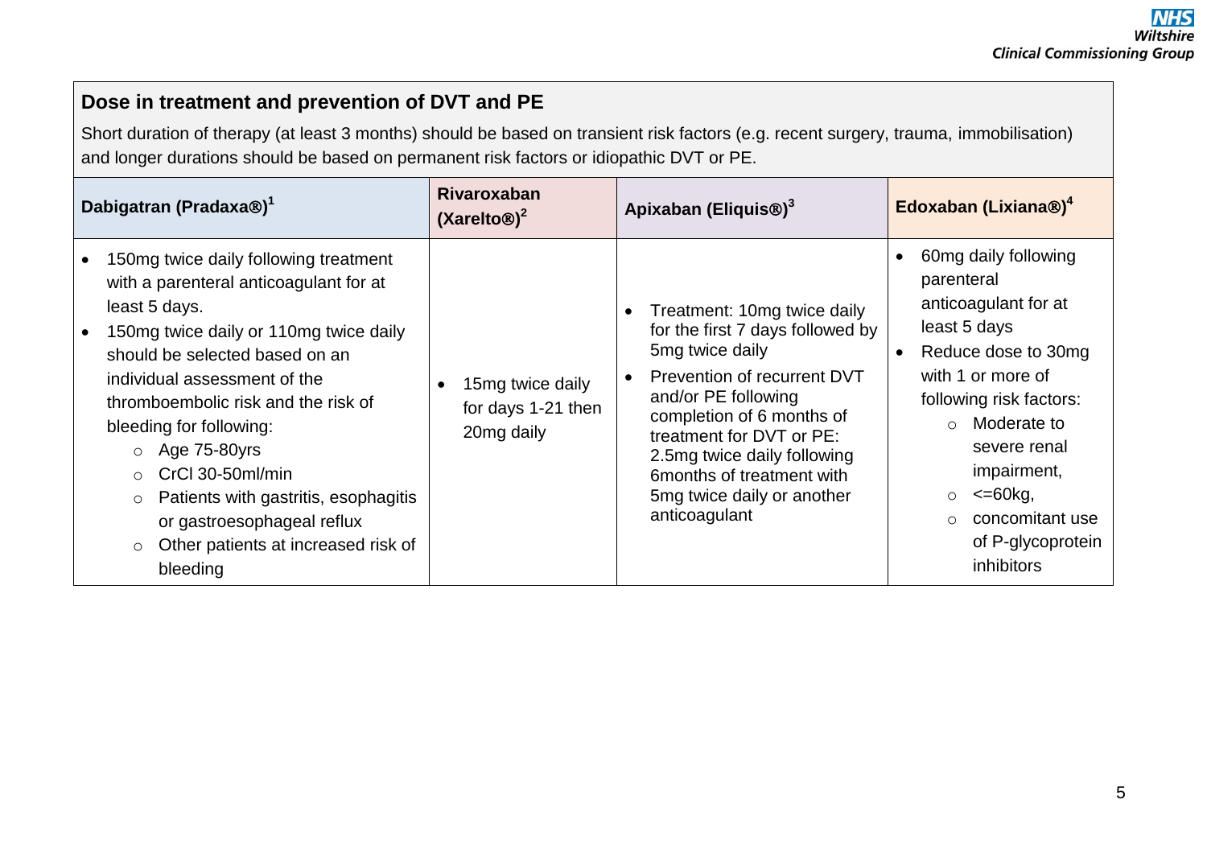## Dose in treatment and prevention of DVT and PE

Short duration of therapy (at least 3 months) should be based on transient risk factors (e.g. recent surgery, trauma, immobilisation) and longer durations should be based on permanent risk factors or idiopathic DVT or PE.

| Dabigatran (Pradaxa®)[1] | Rivaroxaban (Xarelto®)[2] | Apixaban (Eliquis®)[3] | Edoxaban (Lixiana®)[4] |
|---|---|---|---|
| • 150mg twice daily following treatment with a parenteral anticoagulant for at least 5 days.<br>• 150mg twice daily or 110mg twice daily should be selected based on an individual assessment of the thromboembolic risk and the risk of bleeding for following:<br>  ○ Age 75-80yrs<br>  ○ CrCl 30-50ml/min<br>  ○ Patients with gastritis, esophagitis or gastroesophageal reflux<br>  ○ Other patients at increased risk of bleeding | • 15mg twice daily for days 1-21 then 20mg daily | • Treatment: 10mg twice daily for the first 7 days followed by 5mg twice daily<br>• Prevention of recurrent DVT and/or PE following completion of 6 months of treatment for DVT or PE: 2.5mg twice daily following 6months of treatment with 5mg twice daily or another anticoagulant | • 60mg daily following parenteral anticoagulant for at least 5 days<br>• Reduce dose to 30mg with 1 or more of following risk factors:<br>  ○ Moderate to severe renal impairment,<br>  ○ <=60kg,<br>  ○ concomitant use of P-glycoprotein inhibitors |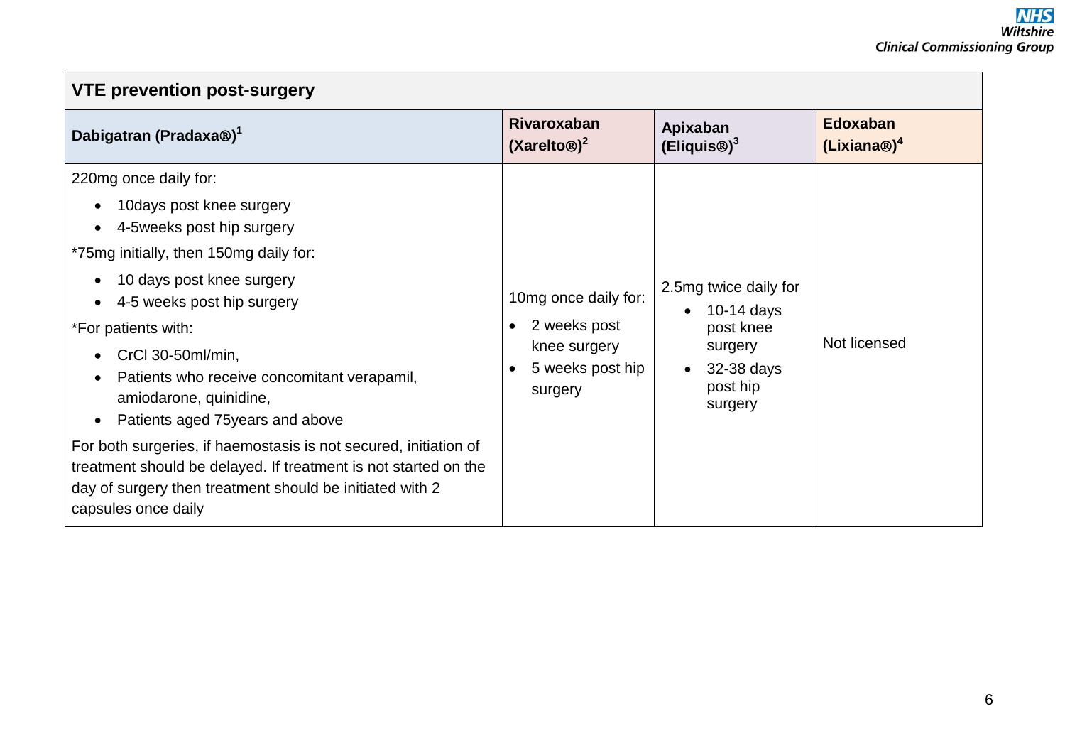| VTE prevention post-surgery | | | |
|---|---|---|---|
| **Dabigatran (Pradaxa®)**[1] | **Rivaroxaban (Xarelto®)**[2] | **Apixaban (Eliquis®)**[3] | **Edoxaban (Lixiana®)**[4] |
| 220mg once daily for:<br>• 10days post knee surgery<br>• 4-5weeks post hip surgery<br>*75mg initially, then 150mg daily for:<br>• 10 days post knee surgery<br>• 4-5 weeks post hip surgery<br>*For patients with:<br>• CrCl 30-50ml/min,<br>• Patients who receive concomitant verapamil, amiodarone, quinidine,<br>• Patients aged 75years and above<br>For both surgeries, if haemostasis is not secured, initiation of treatment should be delayed. If treatment is not started on the day of surgery then treatment should be initiated with 2 capsules once daily | 10mg once daily for:<br>• 2 weeks post knee surgery<br>• 5 weeks post hip surgery | 2.5mg twice daily for<br>• 10-14 days post knee surgery<br>• 32-38 days post hip surgery | Not licensed |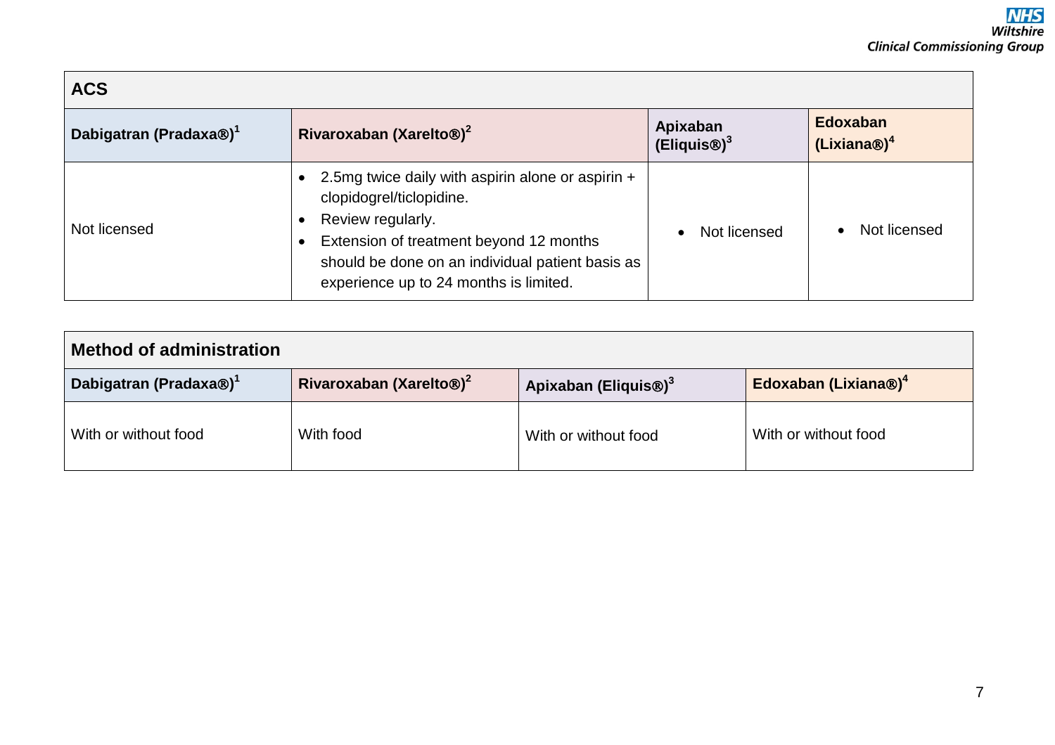| ACS | | | |
|---|---|---|---|
| **Dabigatran (Pradaxa®)[1]** | **Rivaroxaban (Xarelto®)[2]** | **Apixaban (Eliquis®)[3]** | **Edoxaban (Lixiana®)[4]** |
| Not licensed | • 2.5mg twice daily with aspirin alone or aspirin + clopidogrel/ticlopidine.<br>• Review regularly.<br>• Extension of treatment beyond 12 months should be done on an individual patient basis as experience up to 24 months is limited. | • Not licensed | • Not licensed |

| Method of administration | | | |
|---|---|---|---|
| **Dabigatran (Pradaxa®)[1]** | **Rivaroxaban (Xarelto®)[2]** | **Apixaban (Eliquis®)[3]** | **Edoxaban (Lixiana®)[4]** |
| With or without food | With food | With or without food | With or without food |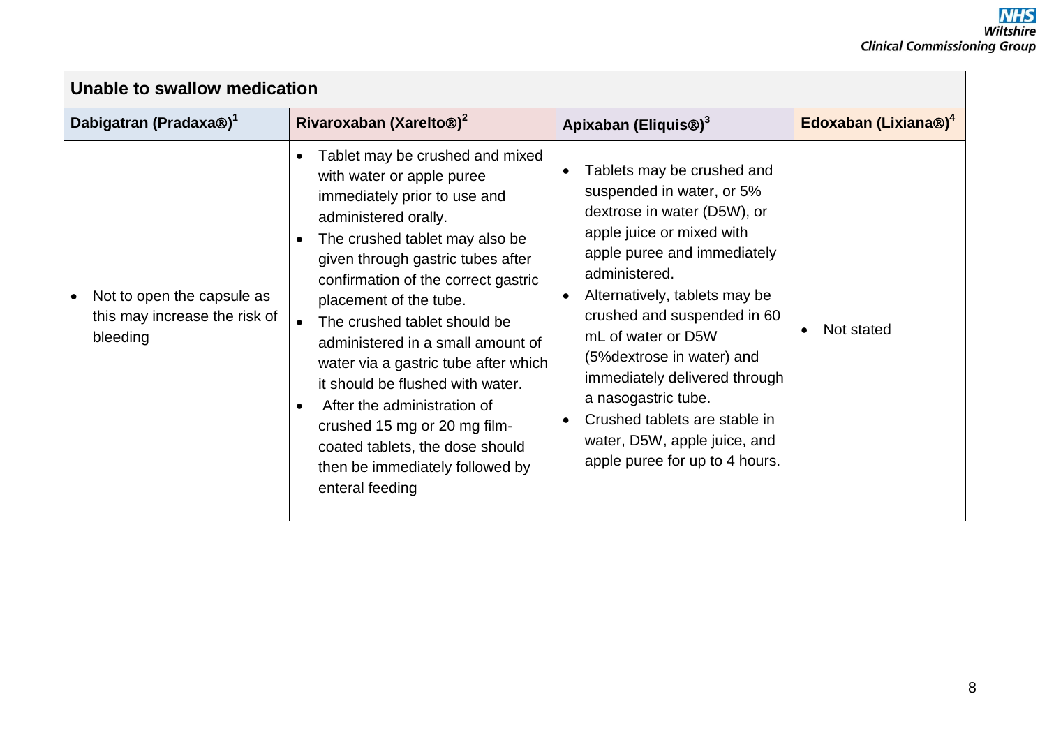| Unable to swallow medication | | | |
|---|---|---|---|
| **Dabigatran (Pradaxa®)[1]** | **Rivaroxaban (Xarelto®)[2]** | **Apixaban (Eliquis®)[3]** | **Edoxaban (Lixiana®)[4]** |
| • Not to open the capsule as this may increase the risk of bleeding | • Tablet may be crushed and mixed with water or apple puree immediately prior to use and administered orally.<br>• The crushed tablet may also be given through gastric tubes after confirmation of the correct gastric placement of the tube.<br>• The crushed tablet should be administered in a small amount of water via a gastric tube after which it should be flushed with water.<br>• After the administration of crushed 15 mg or 20 mg film-coated tablets, the dose should then be immediately followed by enteral feeding | • Tablets may be crushed and suspended in water, or 5% dextrose in water (D5W), or apple juice or mixed with apple puree and immediately administered.<br>• Alternatively, tablets may be crushed and suspended in 60 mL of water or D5W (5%dextrose in water) and immediately delivered through a nasogastric tube.<br>• Crushed tablets are stable in water, D5W, apple juice, and apple puree for up to 4 hours. | • Not stated |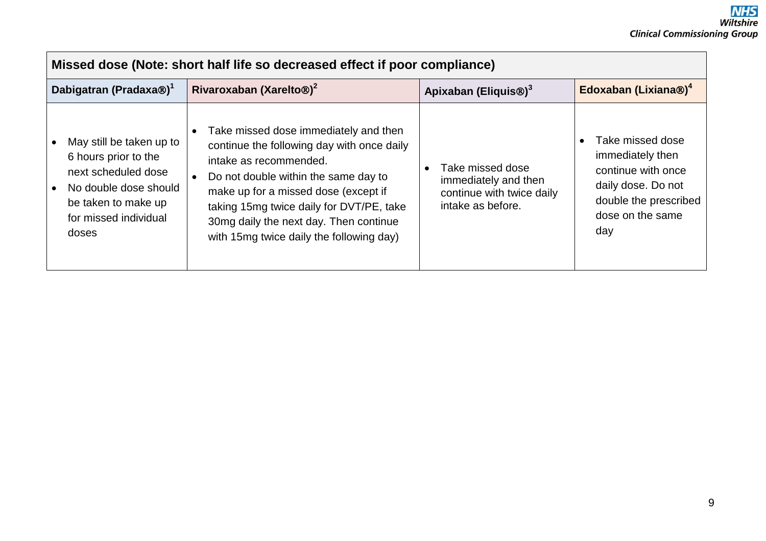| Missed dose (Note: short half life so decreased effect if poor compliance) | | | |
|---|---|---|---|
| **Dabigatran (Pradaxa®)**[1] | **Rivaroxaban (Xarelto®)**[2] | **Apixaban (Eliquis®)**[3] | **Edoxaban (Lixiana®)**[4] |
| • May still be taken up to 6 hours prior to the next scheduled dose<br>• No double dose should be taken to make up for missed individual doses | • Take missed dose immediately and then continue the following day with once daily intake as recommended.<br>• Do not double within the same day to make up for a missed dose (except if taking 15mg twice daily for DVT/PE, take 30mg daily the next day. Then continue with 15mg twice daily the following day) | • Take missed dose immediately and then continue with twice daily intake as before. | • Take missed dose immediately then continue with once daily dose. Do not double the prescribed dose on the same day |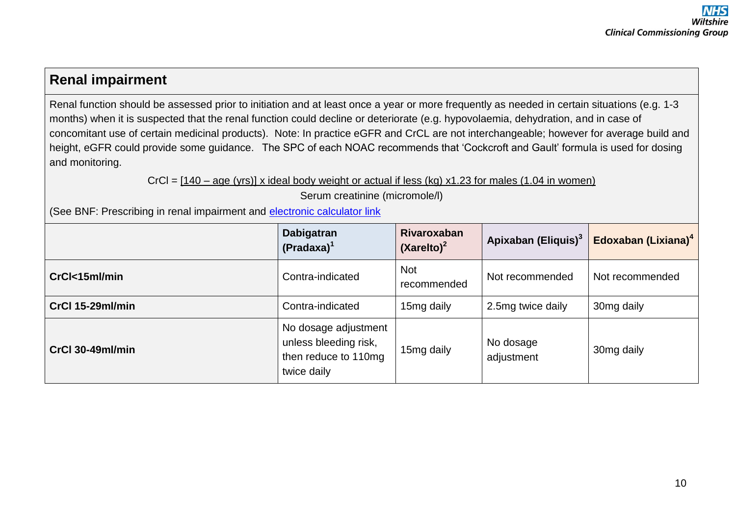## Renal impairment

Renal function should be assessed prior to initiation and at least once a year or more frequently as needed in certain situations (e.g. 1-3 months) when it is suspected that the renal function could decline or deteriorate (e.g. hypovolaemia, dehydration, and in case of concomitant use of certain medicinal products). Note: In practice eGFR and CrCL are not interchangeable; however for average build and height, eGFR could provide some guidance. The SPC of each NOAC recommends that 'Cockcroft and Gault' formula is used for dosing and monitoring.

$$\text{CrCl} = \frac{[140 - \text{age (yrs)}] \times \text{ideal body weight or actual if less (kg)} \times 1.23 \text{ for males (1.04 in women)}}{\text{Serum creatinine (micromole/l)}}$$

(See BNF: Prescribing in renal impairment and electronic calculator link

| | Dabigatran (Pradaxa)[1] | Rivaroxaban (Xarelto)[2] | Apixaban (Eliquis)[3] | Edoxaban (Lixiana)[4] |
|---|---|---|---|---|
| **CrCl<15ml/min** | Contra-indicated | Not recommended | Not recommended | Not recommended |
| **CrCl 15-29ml/min** | Contra-indicated | 15mg daily | 2.5mg twice daily | 30mg daily |
| **CrCl 30-49ml/min** | No dosage adjustment unless bleeding risk, then reduce to 110mg twice daily | 15mg daily | No dosage adjustment | 30mg daily |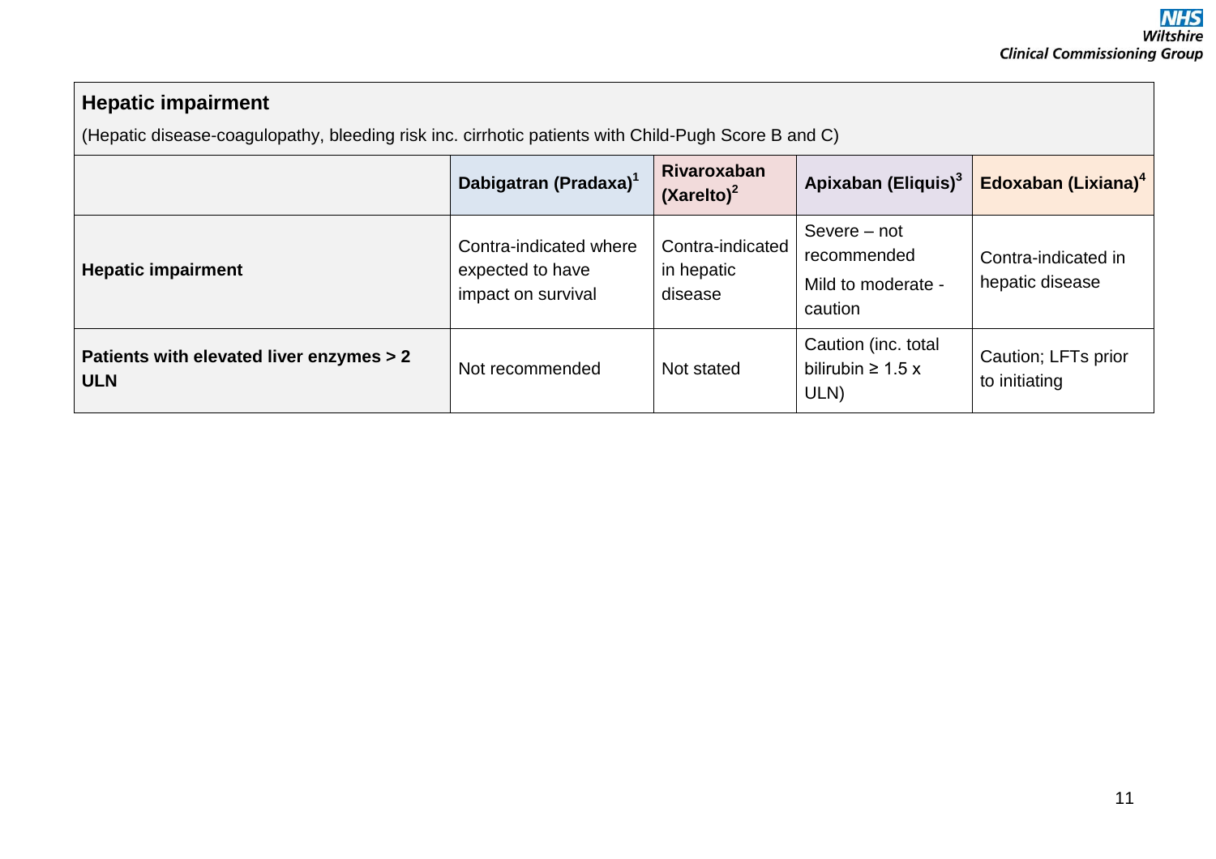| **Hepatic impairment**<br>(Hepatic disease-coagulopathy, bleeding risk inc. cirrhotic patients with Child-Pugh Score B and C) | | | | |
|---|---|---|---|---|
| | **Dabigatran (Pradaxa)[1]** | **Rivaroxaban (Xarelto)[2]** | **Apixaban (Eliquis)[3]** | **Edoxaban (Lixiana)[4]** |
| **Hepatic impairment** | Contra-indicated where expected to have impact on survival | Contra-indicated in hepatic disease | Severe – not recommended<br>Mild to moderate - caution | Contra-indicated in hepatic disease |
| **Patients with elevated liver enzymes > 2 ULN** | Not recommended | Not stated | Caution (inc. total bilirubin ≥ 1.5 x ULN) | Caution; LFTs prior to initiating |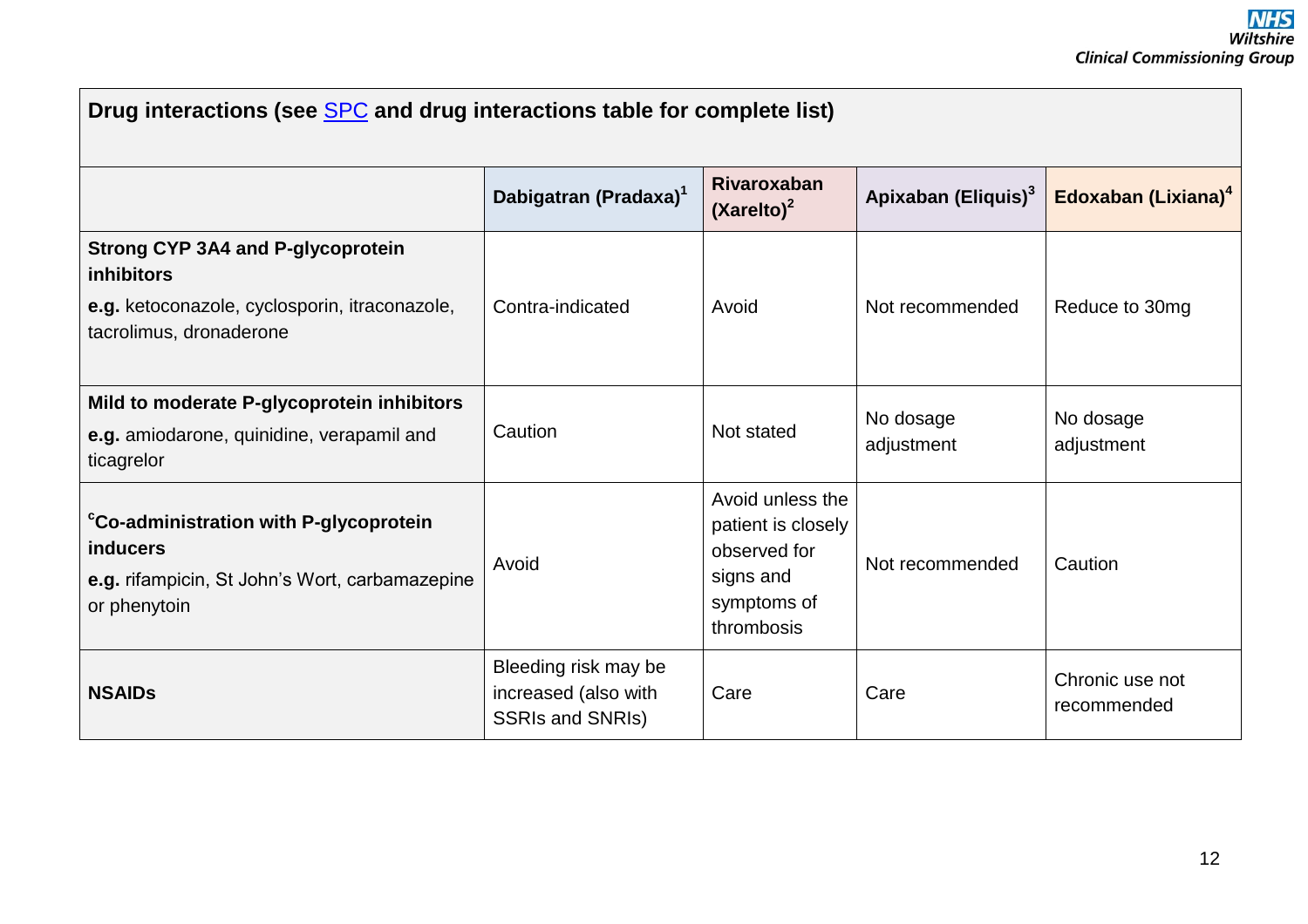| Drug interactions (see SPC and drug interactions table for complete list) | | | | |
|---|---|---|---|---|
| | **Dabigatran (Pradaxa)[1]** | **Rivaroxaban (Xarelto)[2]** | **Apixaban (Eliquis)[3]** | **Edoxaban (Lixiana)[4]** |
| **Strong CYP 3A4 and P-glycoprotein inhibitors**<br>**e.g.** ketoconazole, cyclosporin, itraconazole, tacrolimus, dronaderone | Contra-indicated | Avoid | Not recommended | Reduce to 30mg |
| **Mild to moderate P-glycoprotein inhibitors**<br>**e.g.** amiodarone, quinidine, verapamil and ticagrelor | Caution | Not stated | No dosage adjustment | No dosage adjustment |
| [c]**Co-administration with P-glycoprotein inducers**<br>**e.g.** rifampicin, St John's Wort, carbamazepine or phenytoin | Avoid | Avoid unless the patient is closely observed for signs and symptoms of thrombosis | Not recommended | Caution |
| **NSAIDs** | Bleeding risk may be increased (also with SSRIs and SNRIs) | Care | Care | Chronic use not recommended |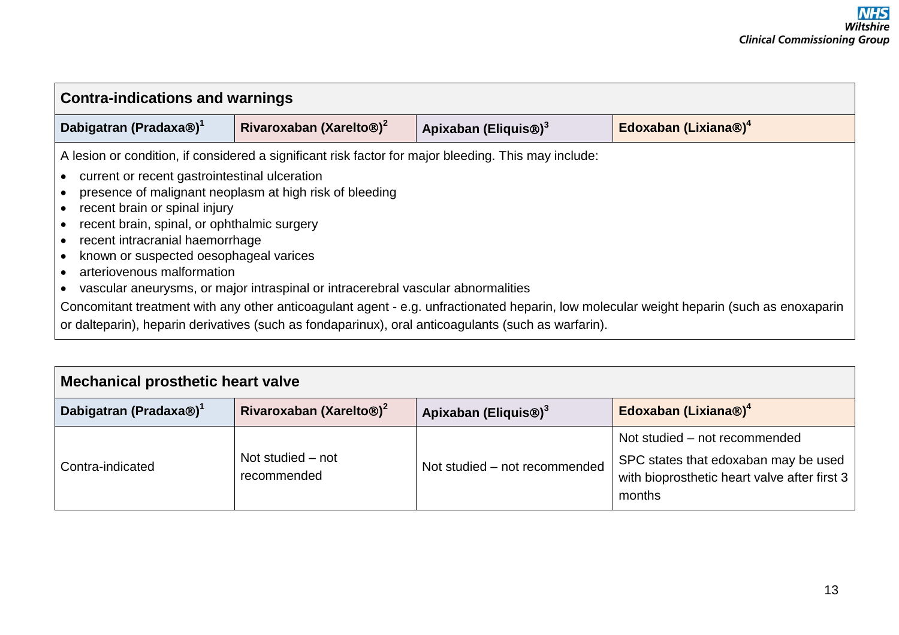| Contra-indications and warnings | | | |
|---|---|---|---|
| **Dabigatran (Pradaxa®)**[1] | **Rivaroxaban (Xarelto®)**[2] | **Apixaban (Eliquis®)**[3] | **Edoxaban (Lixiana®)**[4] |
| A lesion or condition, if considered a significant risk factor for major bleeding. This may include:<br>• current or recent gastrointestinal ulceration<br>• presence of malignant neoplasm at high risk of bleeding<br>• recent brain or spinal injury<br>• recent brain, spinal, or ophthalmic surgery<br>• recent intracranial haemorrhage<br>• known or suspected oesophageal varices<br>• arteriovenous malformation<br>• vascular aneurysms, or major intraspinal or intracerebral vascular abnormalities<br>Concomitant treatment with any other anticoagulant agent - e.g. unfractionated heparin, low molecular weight heparin (such as enoxaparin or dalteparin), heparin derivatives (such as fondaparinux), oral anticoagulants (such as warfarin). | | | |

| Mechanical prosthetic heart valve | | | |
|---|---|---|---|
| **Dabigatran (Pradaxa®)**[1] | **Rivaroxaban (Xarelto®)**[2] | **Apixaban (Eliquis®)**[3] | **Edoxaban (Lixiana®)**[4] |
| Contra-indicated | Not studied – not recommended | Not studied – not recommended | Not studied – not recommended<br>SPC states that edoxaban may be used with bioprosthetic heart valve after first 3 months |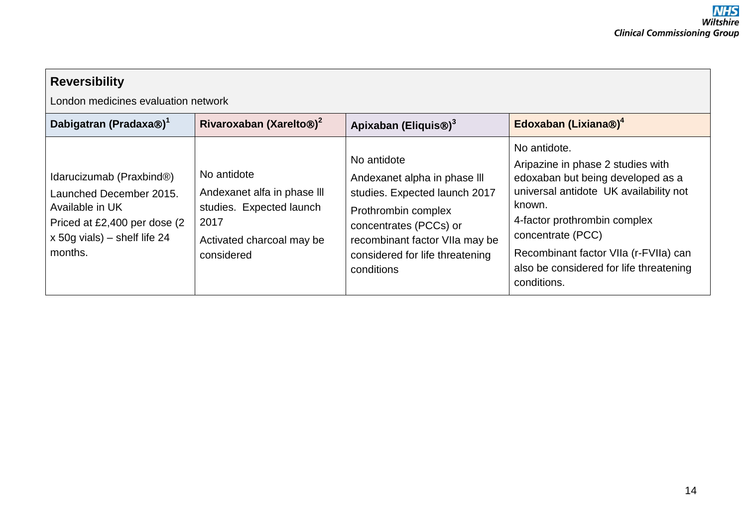## Reversibility

London medicines evaluation network

| Dabigatran (Pradaxa®)[1] | Rivaroxaban (Xarelto®)[2] | Apixaban (Eliquis®)[3] | Edoxaban (Lixiana®)[4] |
|---|---|---|---|
| Idarucizumab (Praxbind®)<br>Launched December 2015. Available in UK<br>Priced at £2,400 per dose (2 x 50g vials) – shelf life 24 months. | No antidote<br>Andexanet alfa in phase lll studies. Expected launch 2017<br>Activated charcoal may be considered | No antidote<br>Andexanet alpha in phase lll studies. Expected launch 2017<br>Prothrombin complex concentrates (PCCs) or recombinant factor VIIa may be considered for life threatening conditions | No antidote.<br>Aripazine in phase 2 studies with edoxaban but being developed as a universal antidote UK availability not known.<br>4-factor prothrombin complex concentrate (PCC)<br>Recombinant factor VIIa (r-FVIIa) can also be considered for life threatening conditions. |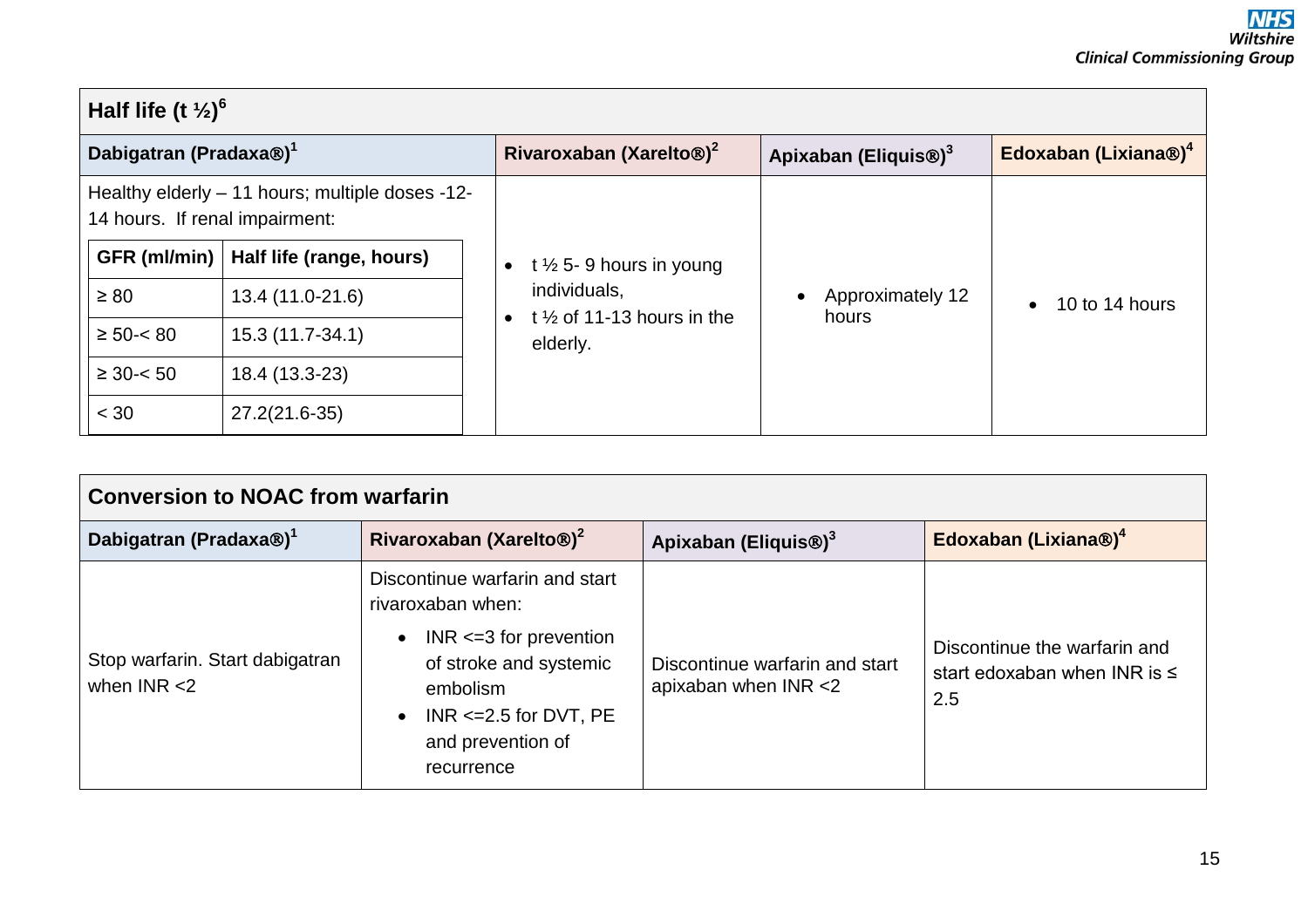| Half life (t ½)[6] | | | |
|---|---|---|---|
| **Dabigatran (Pradaxa®)[1]** | **Rivaroxaban (Xarelto®)[2]** | **Apixaban (Eliquis®)[3]** | **Edoxaban (Lixiana®)[4]** |
| Healthy elderly – 11 hours; multiple doses -12-14 hours. If renal impairment:<br><br>**GFR (ml/min)** – **Half life (range, hours)**<br>≥ 80 – 13.4 (11.0-21.6)<br>≥ 50-< 80 – 15.3 (11.7-34.1)<br>≥ 30-< 50 – 18.4 (13.3-23)<br>< 30 – 27.2(21.6-35) | • t ½ 5- 9 hours in young individuals,<br>• t ½ of 11-13 hours in the elderly. | • Approximately 12 hours | • 10 to 14 hours |

| Conversion to NOAC from warfarin | | | |
|---|---|---|---|
| **Dabigatran (Pradaxa®)[1]** | **Rivaroxaban (Xarelto®)[2]** | **Apixaban (Eliquis®)[3]** | **Edoxaban (Lixiana®)[4]** |
| Stop warfarin. Start dabigatran when INR <2 | Discontinue warfarin and start rivaroxaban when:<br>• INR <=3 for prevention of stroke and systemic embolism<br>• INR <=2.5 for DVT, PE and prevention of recurrence | Discontinue warfarin and start apixaban when INR <2 | Discontinue the warfarin and start edoxaban when INR is ≤ 2.5 |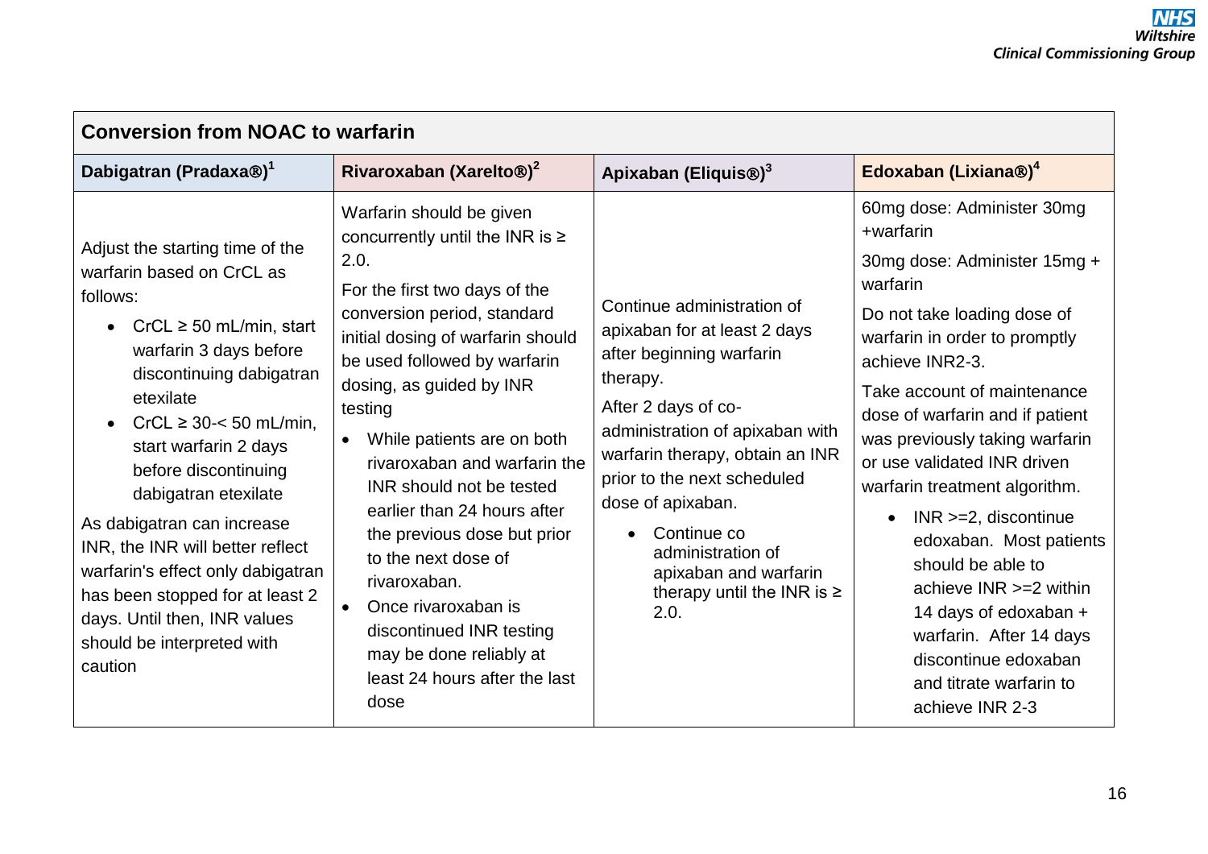## Conversion from NOAC to warfarin

| Dabigatran (Pradaxa®)[1] | Rivaroxaban (Xarelto®)[2] | Apixaban (Eliquis®)[3] | Edoxaban (Lixiana®)[4] |
|---|---|---|---|
| Adjust the starting time of the warfarin based on CrCL as follows:<br>• CrCL ≥ 50 mL/min, start warfarin 3 days before discontinuing dabigatran etexilate<br>• CrCL ≥ 30-< 50 mL/min, start warfarin 2 days before discontinuing dabigatran etexilate<br>As dabigatran can increase INR, the INR will better reflect warfarin's effect only dabigatran has been stopped for at least 2 days. Until then, INR values should be interpreted with caution | Warfarin should be given concurrently until the INR is ≥ 2.0.<br>For the first two days of the conversion period, standard initial dosing of warfarin should be used followed by warfarin dosing, as guided by INR testing<br>• While patients are on both rivaroxaban and warfarin the INR should not be tested earlier than 24 hours after the previous dose but prior to the next dose of rivaroxaban.<br>• Once rivaroxaban is discontinued INR testing may be done reliably at least 24 hours after the last dose | Continue administration of apixaban for at least 2 days after beginning warfarin therapy.<br>After 2 days of co-administration of apixaban with warfarin therapy, obtain an INR prior to the next scheduled dose of apixaban.<br>• Continue co administration of apixaban and warfarin therapy until the INR is ≥ 2.0. | 60mg dose: Administer 30mg +warfarin<br>30mg dose: Administer 15mg + warfarin<br>Do not take loading dose of warfarin in order to promptly achieve INR2-3.<br>Take account of maintenance dose of warfarin and if patient was previously taking warfarin or use validated INR driven warfarin treatment algorithm.<br>• INR >=2, discontinue edoxaban. Most patients should be able to achieve INR >=2 within 14 days of edoxaban + warfarin. After 14 days discontinue edoxaban and titrate warfarin to achieve INR 2-3 |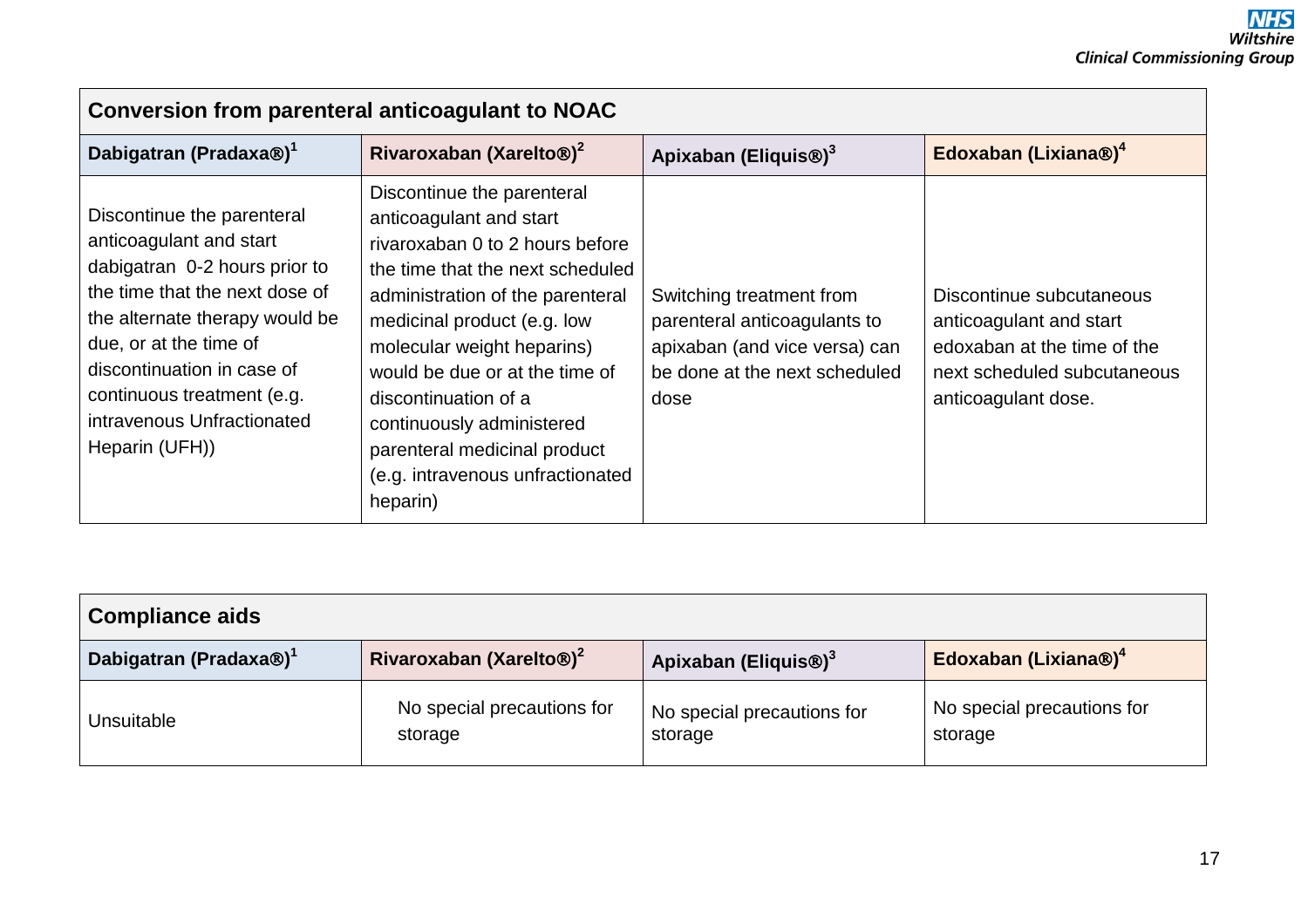| Conversion from parental anticoagulant to NOAC | | | |
|---|---|---|---|
| **Dabigatran (Pradaxa®)[1]** | **Rivaroxaban (Xarelto®)[2]** | **Apixaban (Eliquis®)[3]** | **Edoxaban (Lixiana®)[4]** |
| Discontinue the parenteral anticoagulant and start dabigatran 0-2 hours prior to the time that the next dose of the alternate therapy would be due, or at the time of discontinuation in case of continuous treatment (e.g. intravenous Unfractionated Heparin (UFH)) | Discontinue the parenteral anticoagulant and start rivaroxaban 0 to 2 hours before the time that the next scheduled administration of the parenteral medicinal product (e.g. low molecular weight heparins) would be due or at the time of discontinuation of a continuously administered parenteral medicinal product (e.g. intravenous unfractionated heparin) | Switching treatment from parenteral anticoagulants to apixaban (and vice versa) can be done at the next scheduled dose | Discontinue subcutaneous anticoagulant and start edoxaban at the time of the next scheduled subcutaneous anticoagulant dose. |

| Compliance aids | | | |
|---|---|---|---|
| **Dabigatran (Pradaxa®)[1]** | **Rivaroxaban (Xarelto®)[2]** | **Apixaban (Eliquis®)[3]** | **Edoxaban (Lixiana®)[4]** |
| Unsuitable | No special precautions for storage | No special precautions for storage | No special precautions for storage |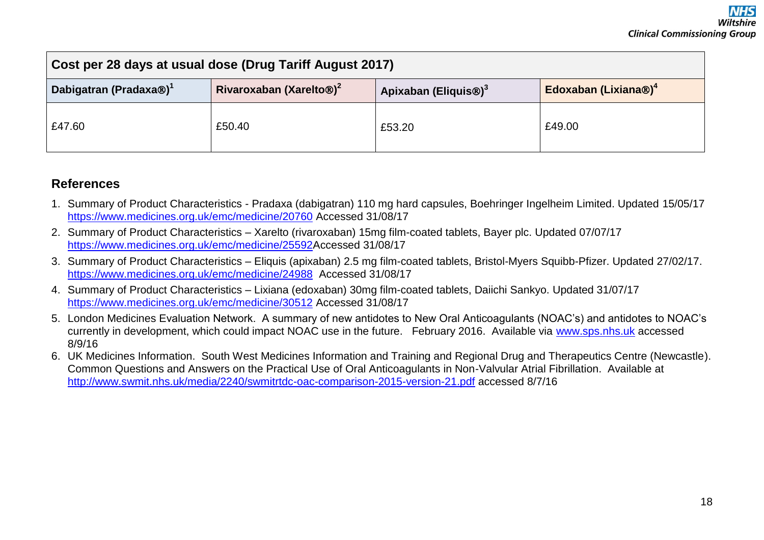| Cost per 28 days at usual dose (Drug Tariff August 2017) | | | |
|---|---|---|---|
| **Dabigatran (Pradaxa®)[1]** | **Rivaroxaban (Xarelto®)[2]** | **Apixaban (Eliquis®)[3]** | **Edoxaban (Lixiana®)[4]** |
| £47.60 | £50.40 | £53.20 | £49.00 |

## References

1. Summary of Product Characteristics - Pradaxa (dabigatran) 110 mg hard capsules, Boehringer Ingelheim Limited. Updated 15/05/17 https://www.medicines.org.uk/emc/medicine/20760 Accessed 31/08/17
2. Summary of Product Characteristics – Xarelto (rivaroxaban) 15mg film-coated tablets, Bayer plc. Updated 07/07/17 https://www.medicines.org.uk/emc/medicine/25592Accessed 31/08/17
3. Summary of Product Characteristics – Eliquis (apixaban) 2.5 mg film-coated tablets, Bristol-Myers Squibb-Pfizer. Updated 27/02/17. https://www.medicines.org.uk/emc/medicine/24988 Accessed 31/08/17
4. Summary of Product Characteristics – Lixiana (edoxaban) 30mg film-coated tablets, Daiichi Sankyo. Updated 31/07/17 https://www.medicines.org.uk/emc/medicine/30512 Accessed 31/08/17
5. London Medicines Evaluation Network. A summary of new antidotes to New Oral Anticoagulants (NOAC's) and antidotes to NOAC's currently in development, which could impact NOAC use in the future. February 2016. Available via www.sps.nhs.uk accessed 8/9/16
6. UK Medicines Information. South West Medicines Information and Training and Regional Drug and Therapeutics Centre (Newcastle). Common Questions and Answers on the Practical Use of Oral Anticoagulants in Non-Valvular Atrial Fibrillation. Available at http://www.swmit.nhs.uk/media/2240/swmitrtdc-oac-comparison-2015-version-21.pdf accessed 8/7/16